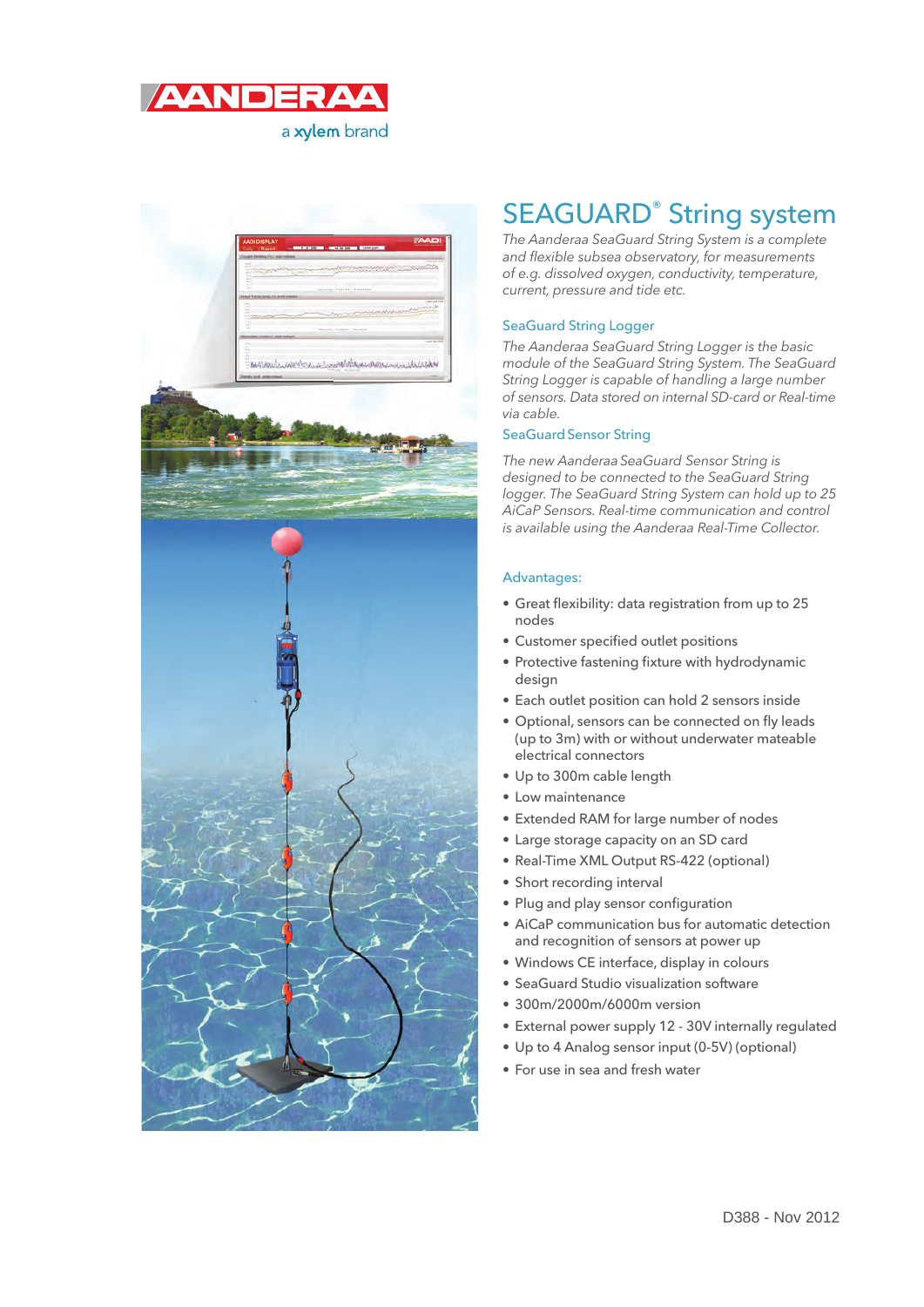AANDERAA

a xylem brand

# SEAGUARD® String system

*The Aanderaa SeaGuard String System is a complete and flexible subsea observatory, for measurements of e.g. dissolved oxygen, conductivity, temperature, current, pressure and tide etc.*

## SeaGuard String Logger

*The Aanderaa SeaGuard String Logger is the basic module of the SeaGuard String System. The SeaGuard String Logger is capable of handling a large number of sensors. Data stored on internal SD-card or Real-time via cable.*

## SeaGuard Sensor String

*The new Aanderaa SeaGuard Sensor String is designed to be connected to the SeaGuard String logger. The SeaGuard String System can hold up to 25 AiCaP Sensors. Real-time communication and control is available using the Aanderaa Real-Time Collector.*

## Advantages:

- Great flexibility: data registration from up to 25 nodes
- Customer specified outlet positions
- Protective fastening fixture with hydrodynamic design
- Each outlet position can hold 2 sensors inside
- Optional, sensors can be connected on fly leads (up to 3m) with or without underwater mateable electrical connectors
- Up to 300m cable length
- Low maintenance
- Extended RAM for large number of nodes
- Large storage capacity on an SD card
- Real-Time XML Output RS-422 (optional)
- Short recording interval
- Plug and play sensor configuration
- AiCaP communication bus for automatic detection and recognition of sensors at power up
- Windows CE interface, display in colours
- SeaGuard Studio visualization software
- 300m/2000m/6000m version
- External power supply 12 - 30V internally regulated
- Up to 4 Analog sensor input (0-5V) (optional)
- For use in sea and fresh water

D388 - Nov 2012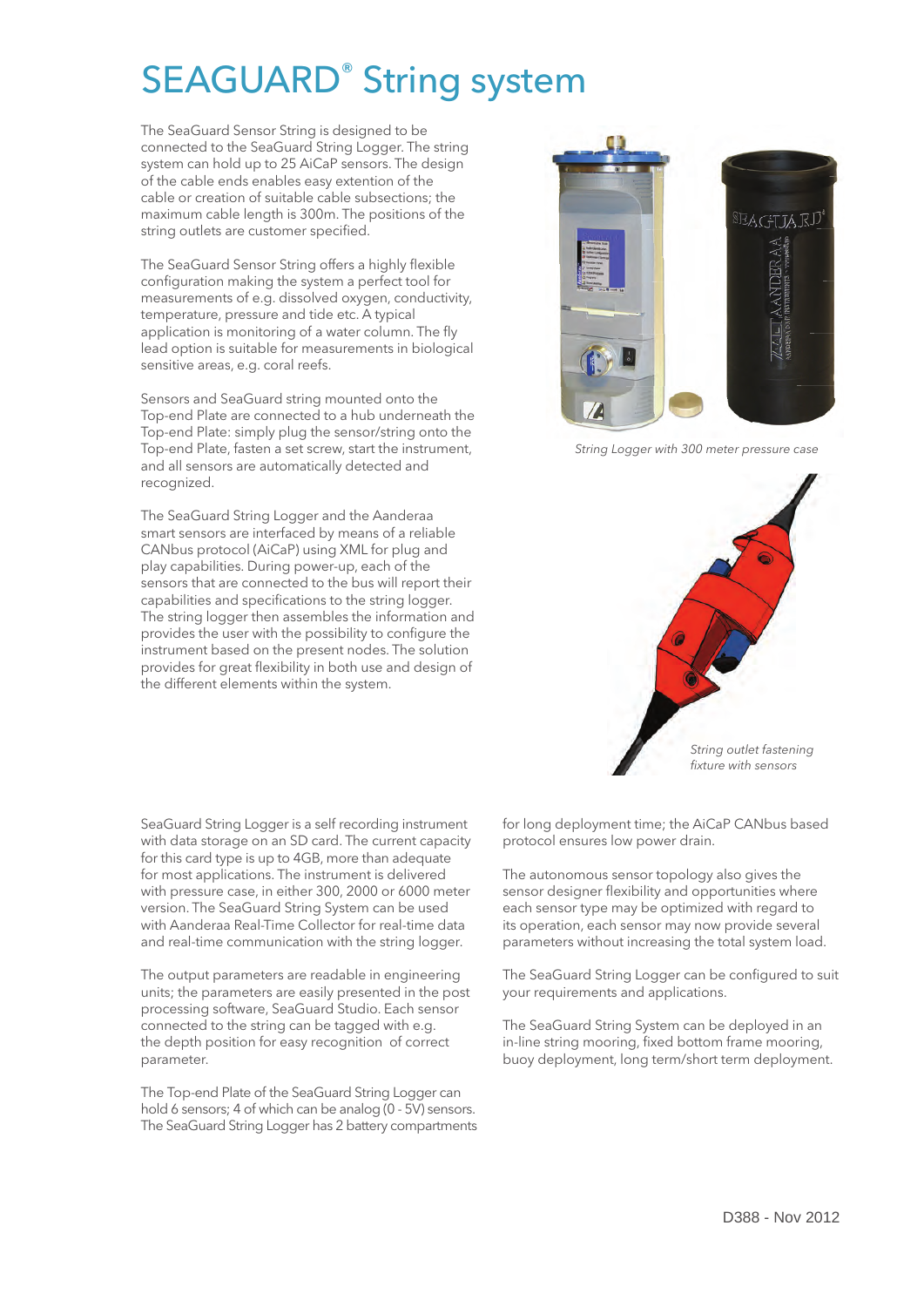# SEAGUARD® String system

The SeaGuard Sensor String is designed to be connected to the SeaGuard String Logger. The string system can hold up to 25 AiCaP sensors. The design of the cable ends enables easy extention of the cable or creation of suitable cable subsections; the maximum cable length is 300m. The positions of the string outlets are customer specified.

The SeaGuard Sensor String offers a highly flexible configuration making the system a perfect tool for measurements of e.g. dissolved oxygen, conductivity, temperature, pressure and tide etc. A typical application is monitoring of a water column. The fly lead option is suitable for measurements in biological sensitive areas, e.g. coral reefs.

Sensors and SeaGuard string mounted onto the Top-end Plate are connected to a hub underneath the Top-end Plate: simply plug the sensor/string onto the Top-end Plate, fasten a set screw, start the instrument, and all sensors are automatically detected and recognized.

The SeaGuard String Logger and the Aanderaa smart sensors are interfaced by means of a reliable CANbus protocol (AiCaP) using XML for plug and play capabilities. During power-up, each of the sensors that are connected to the bus will report their capabilities and specifications to the string logger. The string logger then assembles the information and provides the user with the possibility to configure the instrument based on the present nodes. The solution provides for great flexibility in both use and design of the different elements within the system.

*String Logger with 300 meter pressure case*

*String outlet fastening fixture with sensors*

SeaGuard String Logger is a self recording instrument with data storage on an SD card. The current capacity for this card type is up to 4GB, more than adequate for most applications. The instrument is delivered with pressure case, in either 300, 2000 or 6000 meter version. The SeaGuard String System can be used with Aanderaa Real-Time Collector for real-time data and real-time communication with the string logger.

The output parameters are readable in engineering units; the parameters are easily presented in the post processing software, SeaGuard Studio. Each sensor connected to the string can be tagged with e.g. the depth position for easy recognition of correct parameter.

The Top-end Plate of the SeaGuard String Logger can hold 6 sensors; 4 of which can be analog (0 - 5V) sensors. The SeaGuard String Logger has 2 battery compartments for long deployment time; the AiCaP CANbus based protocol ensures low power drain.

The autonomous sensor topology also gives the sensor designer flexibility and opportunities where each sensor type may be optimized with regard to its operation, each sensor may now provide several parameters without increasing the total system load.

The SeaGuard String Logger can be configured to suit your requirements and applications.

The SeaGuard String System can be deployed in an in-line string mooring, fixed bottom frame mooring, buoy deployment, long term/short term deployment.

D388 - Nov 2012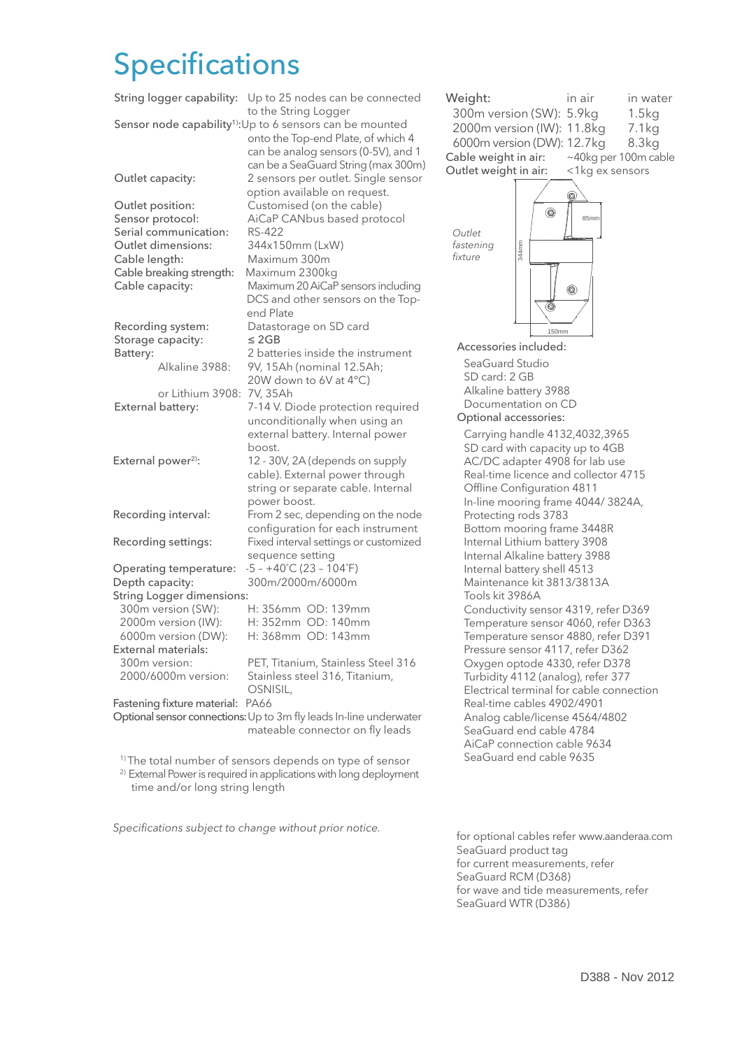# Specifications

| | |
|---|---|
| String logger capability: | Up to 25 nodes can be connected to the String Logger |
| Sensor node capability[1]: | Up to 6 sensors can be mounted onto the Top-end Plate, of which 4 can be analog sensors (0-5V), and 1 can be a SeaGuard String (max 300m) |
| Outlet capacity: | 2 sensors per outlet. Single sensor option available on request. |
| Outlet position: | Customised (on the cable) |
| Sensor protocol: | AiCaP CANbus based protocol |
| Serial communication: | RS-422 |
| Outlet dimensions: | 344x150mm (LxW) |
| Cable length: | Maximum 300m |
| Cable breaking strength: | Maximum 2300kg |
| Cable capacity: | Maximum 20 AiCaP sensors including DCS and other sensors on the Top-end Plate |
| Recording system: | Datastorage on SD card |
| Storage capacity: | ≤ 2GB |
| Battery: | 2 batteries inside the instrument |
| Alkaline 3988: | 9V, 15Ah (nominal 12.5Ah; 20W down to 6V at 4°C) |
| or Lithium 3908: | 7V, 35Ah |
| External battery: | 7-14 V. Diode protection required unconditionally when using an external battery. Internal power boost. |
| External power[2]: | 12 - 30V, 2A (depends on supply cable). External power through string or separate cable. Internal power boost. |
| Recording interval: | From 2 sec, depending on the node configuration for each instrument |
| Recording settings: | Fixed interval settings or customized sequence setting |
| Operating temperature: | -5 – +40°C (23 – 104°F) |
| Depth capacity: | 300m/2000m/6000m |
| String Logger dimensions: | |
| 300m version (SW): | H: 356mm OD: 139mm |
| 2000m version (IW): | H: 352mm OD: 140mm |
| 6000m version (DW): | H: 368mm OD: 143mm |
| External materials: | |
| 300m version: | PET, Titanium, Stainless Steel 316 |
| 2000/6000m version: | Stainless steel 316, Titanium, OSNISIL, |
| Fastening fixture material: | PA66 |
| Optional sensor connections: | Up to 3m fly leads In-line underwater mateable connector on fly leads |

[1] The total number of sensors depends on type of sensor

[2] External Power is required in applications with long deployment time and/or long string length

*Specifications subject to change without prior notice.*

| Weight: | in air | in water |
|---|---|---|
| 300m version (SW): | 5.9kg | 1.5kg |
| 2000m version (IW): | 11.8kg | 7.1kg |
| 6000m version (DW): | 12.7kg | 8.3kg |
| Cable weight in air: | ~40kg per 100m cable | |
| Outlet weight in air: | <1kg ex sensors | |

*Outlet fastening fixture* (344mm, 85mm, 150mm)

Accessories included:

- SeaGuard Studio
- SD card: 2 GB
- Alkaline battery 3988
- Documentation on CD

Optional accessories:

- Carrying handle 4132,4032,3965
- SD card with capacity up to 4GB
- AC/DC adapter 4908 for lab use
- Real-time licence and collector 4715
- Offline Configuration 4811
- In-line mooring frame 4044/ 3824A,
- Protecting rods 3783
- Bottom mooring frame 3448R
- Internal Lithium battery 3908
- Internal Alkaline battery 3988
- Internal battery shell 4513
- Maintenance kit 3813/3813A
- Tools kit 3986A
- Conductivity sensor 4319, refer D369
- Temperature sensor 4060, refer D363
- Temperature sensor 4880, refer D391
- Pressure sensor 4117, refer D362
- Oxygen optode 4330, refer D378
- Turbidity 4112 (analog), refer 377
- Electrical terminal for cable connection
- Real-time cables 4902/4901
- Analog cable/license 4564/4802
- SeaGuard end cable 4784
- AiCaP connection cable 9634
- SeaGuard end cable 9635

for optional cables refer www.aanderaa.com SeaGuard product tag
for current measurements, refer SeaGuard RCM (D368)
for wave and tide measurements, refer SeaGuard WTR (D386)

D388 - Nov 2012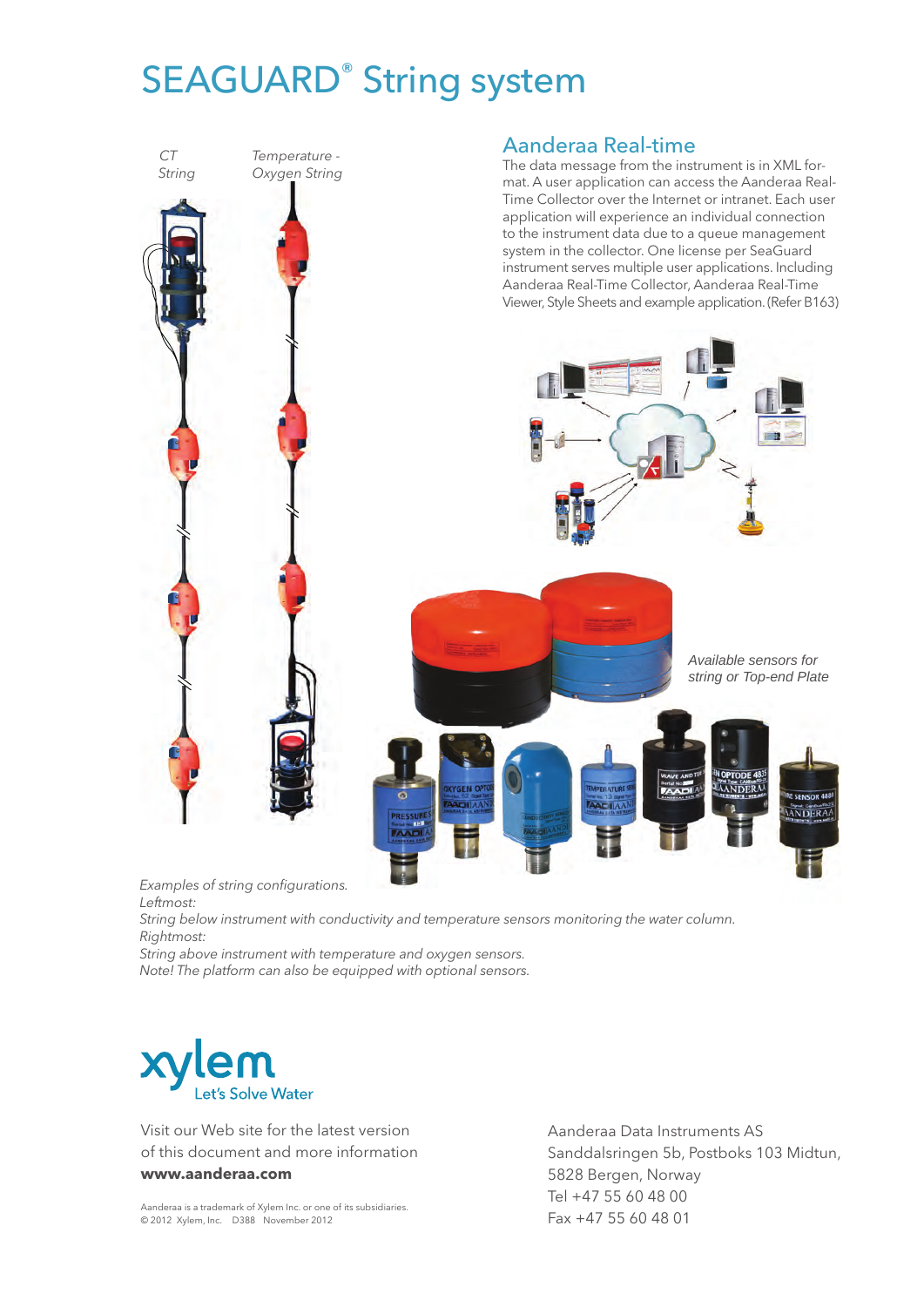# SEAGUARD® String system

CT String

Temperature - Oxygen String

## Aanderaa Real-time

The data message from the instrument is in XML format. A user application can access the Aanderaa Real-Time Collector over the Internet or intranet. Each user application will experience an individual connection to the instrument data due to a queue management system in the collector. One license per SeaGuard instrument serves multiple user applications. Including Aanderaa Real-Time Collector, Aanderaa Real-Time Viewer, Style Sheets and example application. (Refer B163)

*Available sensors for string or Top-end Plate*

*Examples of string configurations.*
*Leftmost:*
*String below instrument with conductivity and temperature sensors monitoring the water column.*
*Rightmost:*
*String above instrument with temperature and oxygen sensors.*
*Note! The platform can also be equipped with optional sensors.*

xylem
Let's Solve Water

Visit our Web site for the latest version of this document and more information
**www.aanderaa.com**

Aanderaa is a trademark of Xylem Inc. or one of its subsidiaries.
© 2012 Xylem, Inc. D388 November 2012

Aanderaa Data Instruments AS
Sanddalsringen 5b, Postboks 103 Midtun,
5828 Bergen, Norway
Tel +47 55 60 48 00
Fax +47 55 60 48 01